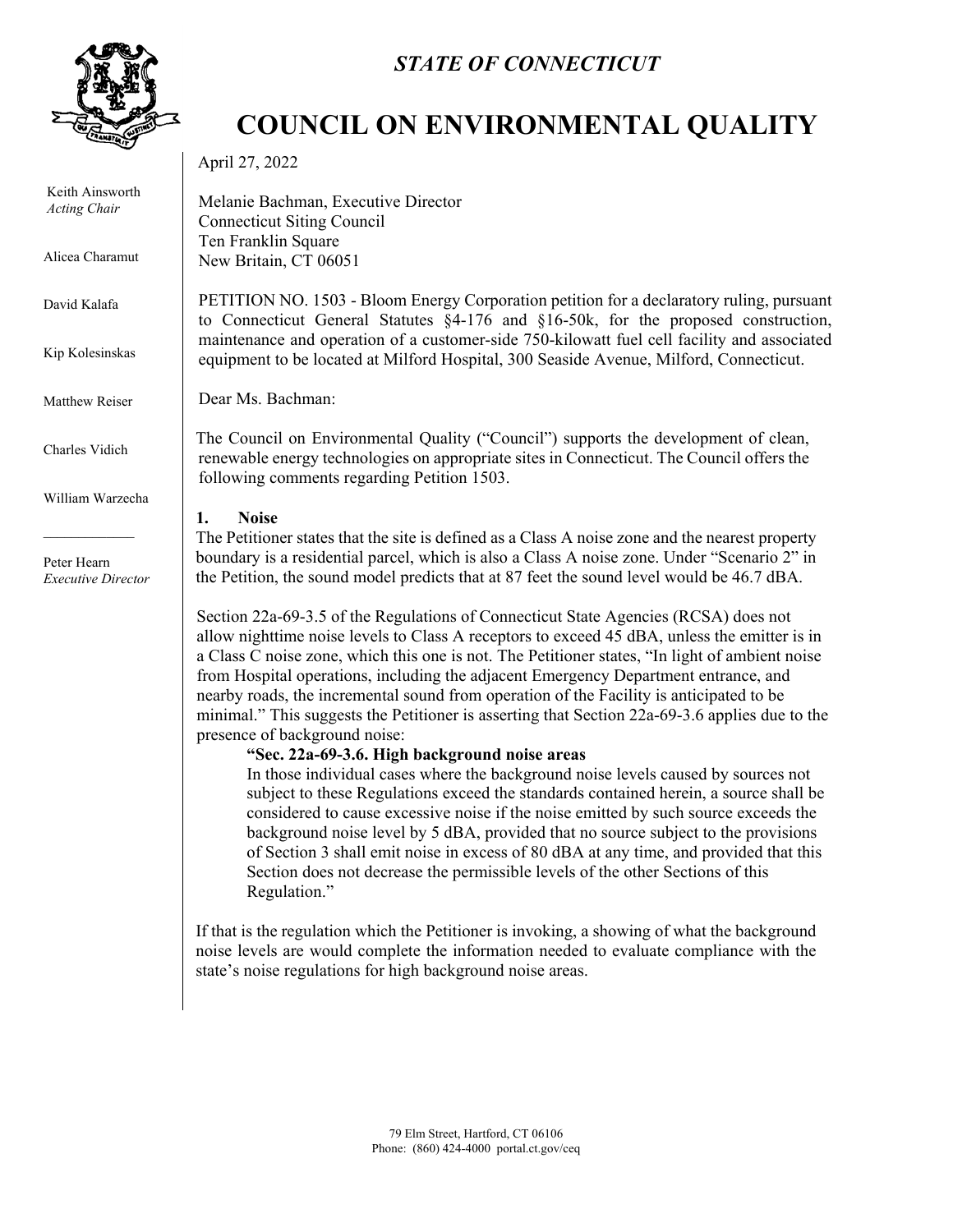*STATE OF CONNECTICUT*

# COUNCIL ON ENVIRONMENTAL QUALITY

Keith Ainsworth
*Acting Chair*

Alicea Charamut

David Kalafa

Kip Kolesinskas

Matthew Reiser

Charles Vidich

William Warzecha

Peter Hearn
*Executive Director*

April 27, 2022

Melanie Bachman, Executive Director
Connecticut Siting Council
Ten Franklin Square
New Britain, CT 06051

PETITION NO. 1503 - Bloom Energy Corporation petition for a declaratory ruling, pursuant to Connecticut General Statutes §4-176 and §16-50k, for the proposed construction, maintenance and operation of a customer-side 750-kilowatt fuel cell facility and associated equipment to be located at Milford Hospital, 300 Seaside Avenue, Milford, Connecticut.

Dear Ms. Bachman:

The Council on Environmental Quality ("Council") supports the development of clean, renewable energy technologies on appropriate sites in Connecticut. The Council offers the following comments regarding Petition 1503.

**1. Noise**

The Petitioner states that the site is defined as a Class A noise zone and the nearest property boundary is a residential parcel, which is also a Class A noise zone. Under "Scenario 2" in the Petition, the sound model predicts that at 87 feet the sound level would be 46.7 dBA.

Section 22a-69-3.5 of the Regulations of Connecticut State Agencies (RCSA) does not allow nighttime noise levels to Class A receptors to exceed 45 dBA, unless the emitter is in a Class C noise zone, which this one is not. The Petitioner states, "In light of ambient noise from Hospital operations, including the adjacent Emergency Department entrance, and nearby roads, the incremental sound from operation of the Facility is anticipated to be minimal." This suggests the Petitioner is asserting that Section 22a-69-3.6 applies due to the presence of background noise:

> **"Sec. 22a-69-3.6. High background noise areas**
> In those individual cases where the background noise levels caused by sources not subject to these Regulations exceed the standards contained herein, a source shall be considered to cause excessive noise if the noise emitted by such source exceeds the background noise level by 5 dBA, provided that no source subject to the provisions of Section 3 shall emit noise in excess of 80 dBA at any time, and provided that this Section does not decrease the permissible levels of the other Sections of this Regulation."

If that is the regulation which the Petitioner is invoking, a showing of what the background noise levels are would complete the information needed to evaluate compliance with the state's noise regulations for high background noise areas.

79 Elm Street, Hartford, CT 06106
Phone: (860) 424-4000 portal.ct.gov/ceq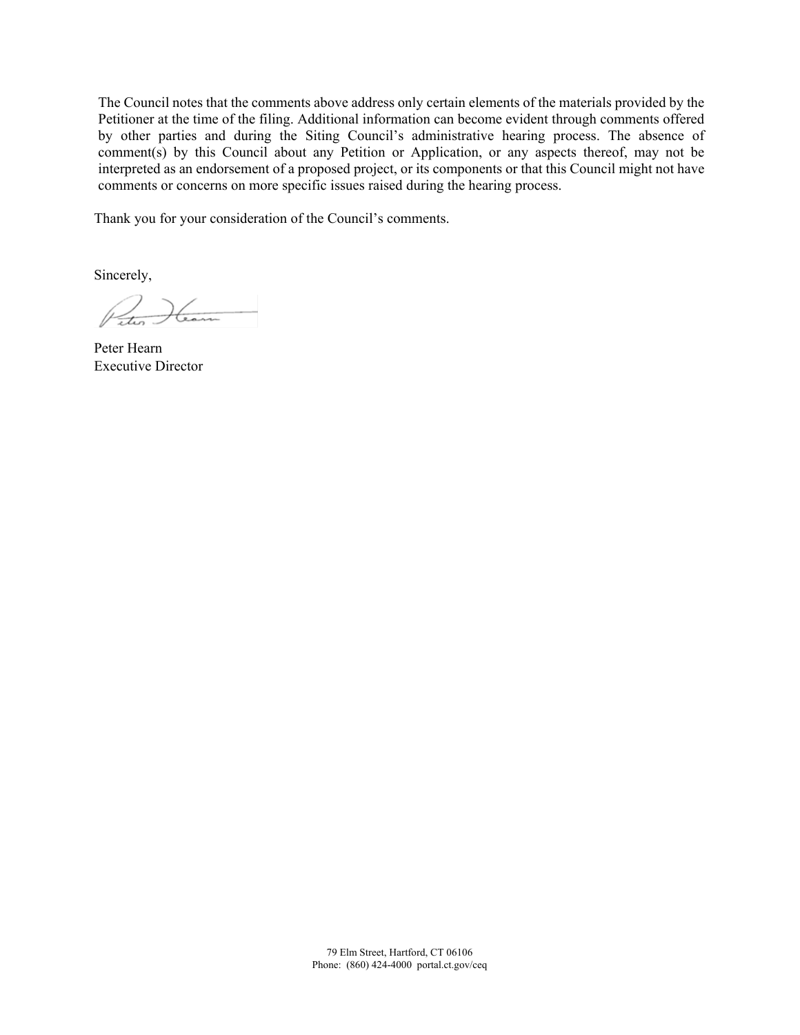The Council notes that the comments above address only certain elements of the materials provided by the Petitioner at the time of the filing. Additional information can become evident through comments offered by other parties and during the Siting Council's administrative hearing process. The absence of comment(s) by this Council about any Petition or Application, or any aspects thereof, may not be interpreted as an endorsement of a proposed project, or its components or that this Council might not have comments or concerns on more specific issues raised during the hearing process.

Thank you for your consideration of the Council's comments.

Sincerely,

Peter Hearn
Executive Director

79 Elm Street, Hartford, CT 06106
Phone: (860) 424-4000 portal.ct.gov/ceq